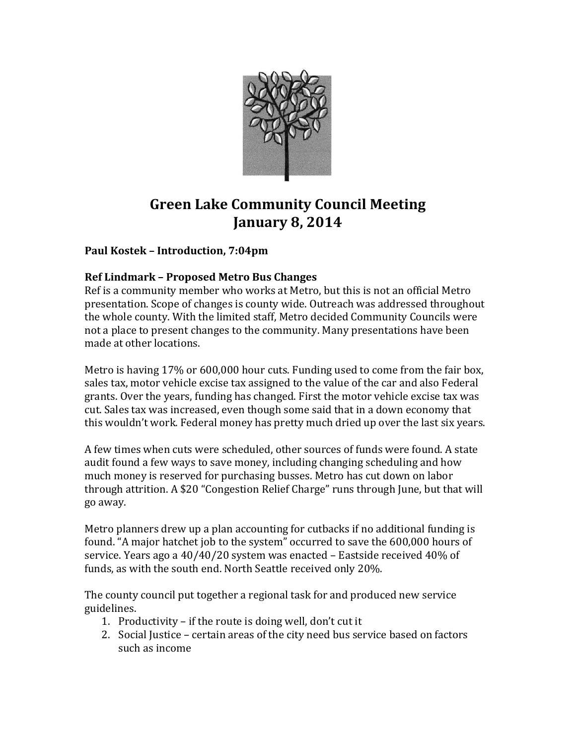# Green Lake Community Council Meeting
# January 8, 2014

**Paul Kostek – Introduction, 7:04pm**

**Ref Lindmark – Proposed Metro Bus Changes**

Ref is a community member who works at Metro, but this is not an official Metro presentation. Scope of changes is county wide. Outreach was addressed throughout the whole county. With the limited staff, Metro decided Community Councils were not a place to present changes to the community. Many presentations have been made at other locations.

Metro is having 17% or 600,000 hour cuts. Funding used to come from the fair box, sales tax, motor vehicle excise tax assigned to the value of the car and also Federal grants. Over the years, funding has changed. First the motor vehicle excise tax was cut. Sales tax was increased, even though some said that in a down economy that this wouldn't work. Federal money has pretty much dried up over the last six years.

A few times when cuts were scheduled, other sources of funds were found. A state audit found a few ways to save money, including changing scheduling and how much money is reserved for purchasing busses. Metro has cut down on labor through attrition. A $20 "Congestion Relief Charge" runs through June, but that will go away.

Metro planners drew up a plan accounting for cutbacks if no additional funding is found. "A major hatchet job to the system" occurred to save the 600,000 hours of service. Years ago a 40/40/20 system was enacted – Eastside received 40% of funds, as with the south end. North Seattle received only 20%.

The county council put together a regional task for and produced new service guidelines.

1. Productivity – if the route is doing well, don't cut it
2. Social Justice – certain areas of the city need bus service based on factors such as income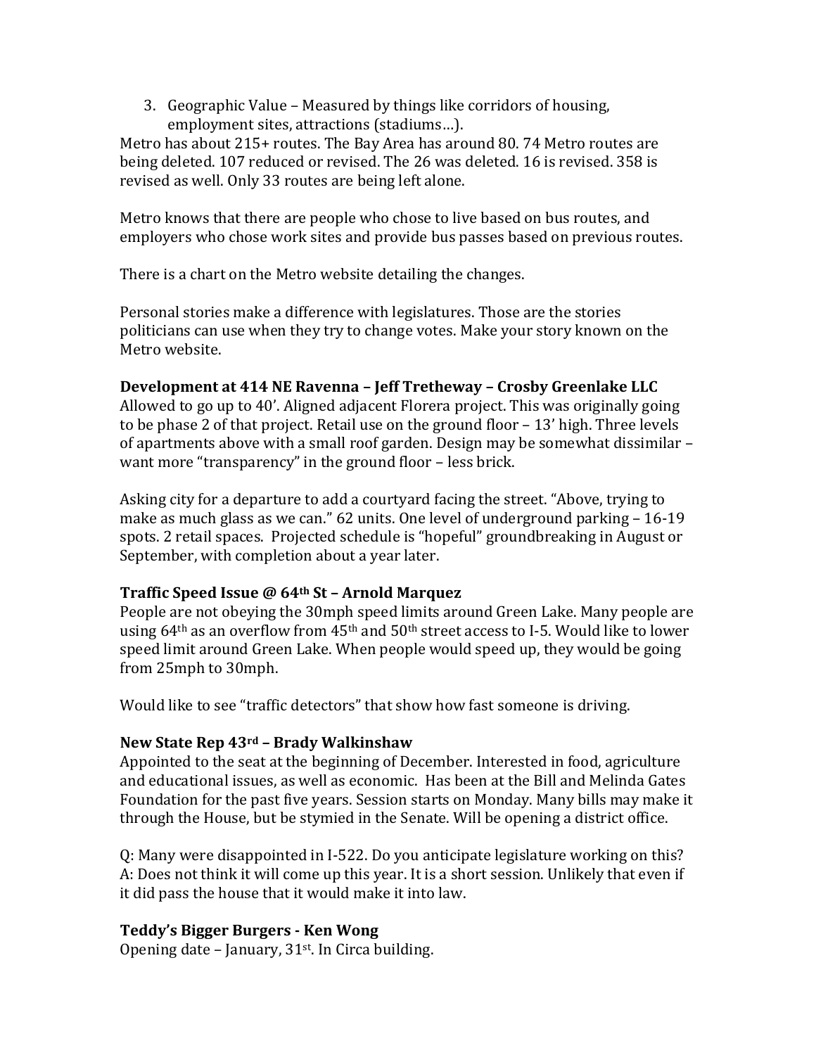3. Geographic Value – Measured by things like corridors of housing, employment sites, attractions (stadiums…).

Metro has about 215+ routes. The Bay Area has around 80. 74 Metro routes are being deleted. 107 reduced or revised. The 26 was deleted. 16 is revised. 358 is revised as well. Only 33 routes are being left alone.

Metro knows that there are people who chose to live based on bus routes, and employers who chose work sites and provide bus passes based on previous routes.

There is a chart on the Metro website detailing the changes.

Personal stories make a difference with legislatures. Those are the stories politicians can use when they try to change votes. Make your story known on the Metro website.

**Development at 414 NE Ravenna – Jeff Tretheway – Crosby Greenlake LLC**

Allowed to go up to 40'. Aligned adjacent Florera project. This was originally going to be phase 2 of that project. Retail use on the ground floor – 13' high. Three levels of apartments above with a small roof garden. Design may be somewhat dissimilar – want more "transparency" in the ground floor – less brick.

Asking city for a departure to add a courtyard facing the street. "Above, trying to make as much glass as we can." 62 units. One level of underground parking – 16-19 spots. 2 retail spaces. Projected schedule is "hopeful" groundbreaking in August or September, with completion about a year later.

**Traffic Speed Issue @ 64th St – Arnold Marquez**

People are not obeying the 30mph speed limits around Green Lake. Many people are using 64th as an overflow from 45th and 50th street access to I-5. Would like to lower speed limit around Green Lake. When people would speed up, they would be going from 25mph to 30mph.

Would like to see "traffic detectors" that show how fast someone is driving.

**New State Rep 43rd – Brady Walkinshaw**

Appointed to the seat at the beginning of December. Interested in food, agriculture and educational issues, as well as economic. Has been at the Bill and Melinda Gates Foundation for the past five years. Session starts on Monday. Many bills may make it through the House, but be stymied in the Senate. Will be opening a district office.

Q: Many were disappointed in I-522. Do you anticipate legislature working on this?
A: Does not think it will come up this year. It is a short session. Unlikely that even if it did pass the house that it would make it into law.

**Teddy's Bigger Burgers - Ken Wong**

Opening date – January, 31st. In Circa building.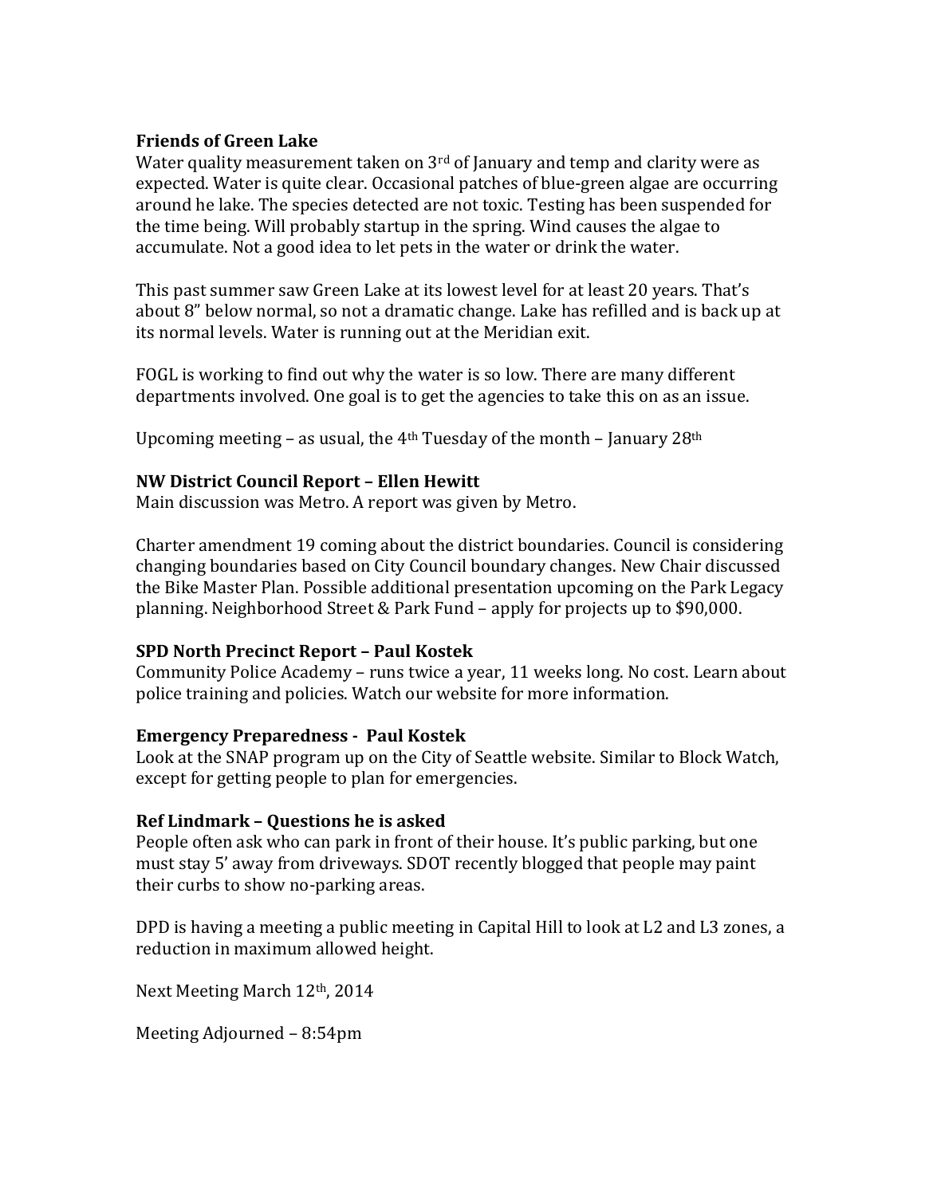**Friends of Green Lake**
Water quality measurement taken on 3rd of January and temp and clarity were as expected. Water is quite clear. Occasional patches of blue-green algae are occurring around he lake. The species detected are not toxic. Testing has been suspended for the time being. Will probably startup in the spring. Wind causes the algae to accumulate. Not a good idea to let pets in the water or drink the water.

This past summer saw Green Lake at its lowest level for at least 20 years. That's about 8" below normal, so not a dramatic change. Lake has refilled and is back up at its normal levels. Water is running out at the Meridian exit.

FOGL is working to find out why the water is so low. There are many different departments involved. One goal is to get the agencies to take this on as an issue.

Upcoming meeting – as usual, the 4th Tuesday of the month – January 28th

**NW District Council Report – Ellen Hewitt**
Main discussion was Metro. A report was given by Metro.

Charter amendment 19 coming about the district boundaries. Council is considering changing boundaries based on City Council boundary changes. New Chair discussed the Bike Master Plan. Possible additional presentation upcoming on the Park Legacy planning. Neighborhood Street & Park Fund – apply for projects up to $90,000.

**SPD North Precinct Report – Paul Kostek**
Community Police Academy – runs twice a year, 11 weeks long. No cost. Learn about police training and policies. Watch our website for more information.

**Emergency Preparedness - Paul Kostek**
Look at the SNAP program up on the City of Seattle website. Similar to Block Watch, except for getting people to plan for emergencies.

**Ref Lindmark – Questions he is asked**
People often ask who can park in front of their house. It's public parking, but one must stay 5' away from driveways. SDOT recently blogged that people may paint their curbs to show no-parking areas.

DPD is having a meeting a public meeting in Capital Hill to look at L2 and L3 zones, a reduction in maximum allowed height.

Next Meeting March 12th, 2014

Meeting Adjourned – 8:54pm